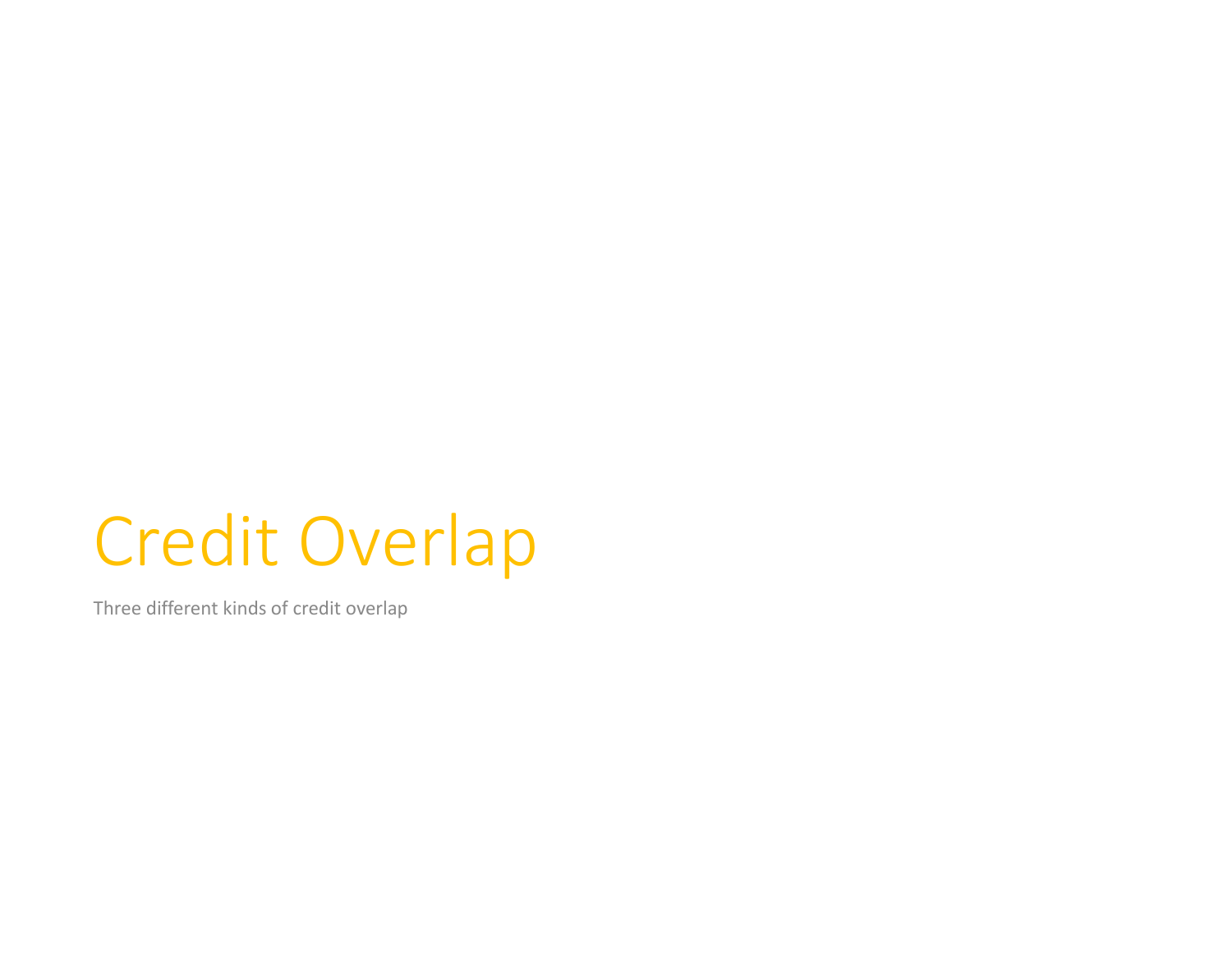# Credit Overlap

Three different kinds of credit overlap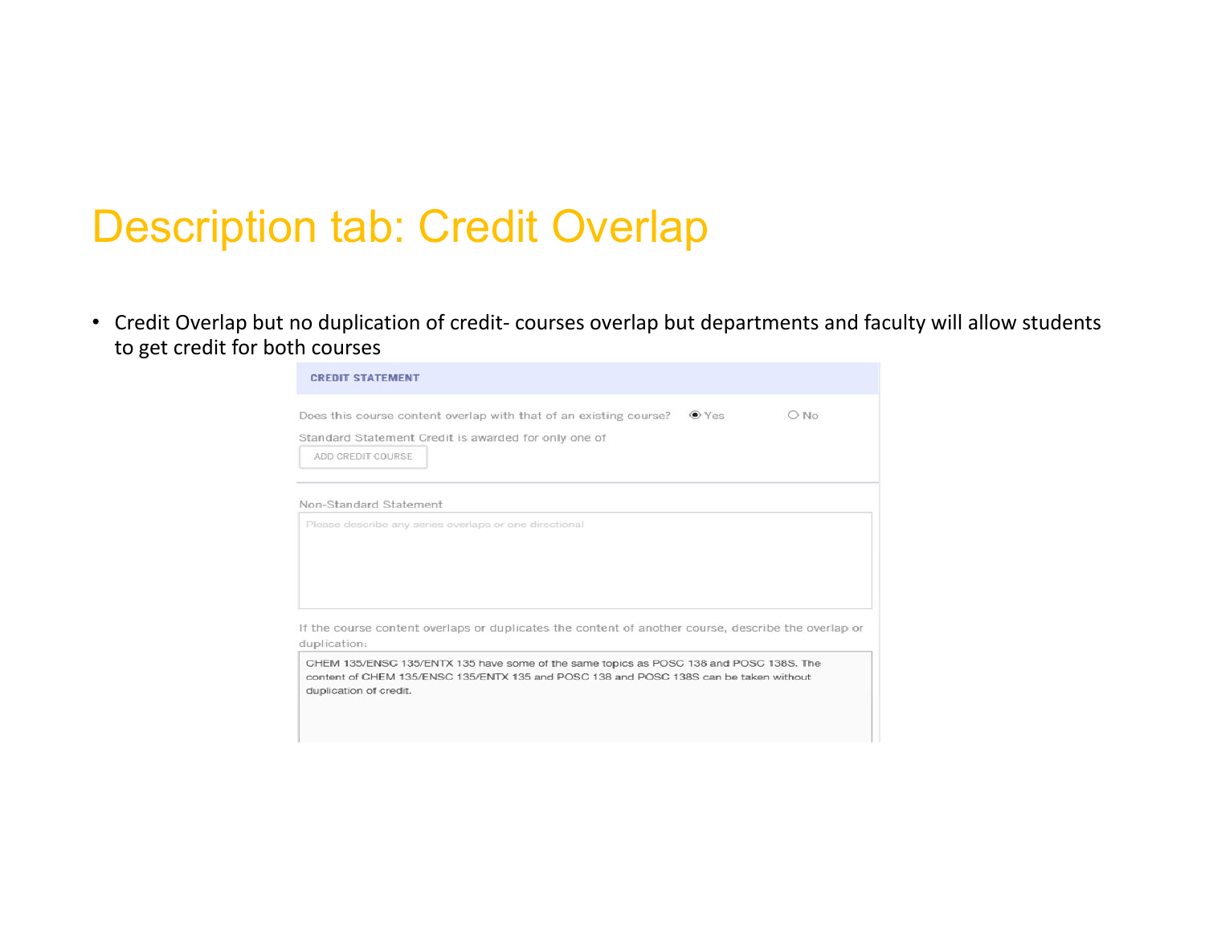# Description tab: Credit Overlap

- Credit Overlap but no duplication of credit- courses overlap but departments and faculty will allow students to get credit for both courses

**CREDIT STATEMENT**

Does this course content overlap with that of an existing course? (•) Yes ( ) No

Standard Statement Credit is awarded for only one of

ADD CREDIT COURSE

Non-Standard Statement

Please describe any series overlaps or one directional

If the course content overlaps or duplicates the content of another course, describe the overlap or duplication:

CHEM 135/ENSC 135/ENTX 135 have some of the same topics as POSC 138 and POSC 138S. The content of CHEM 135/ENSC 135/ENTX 135 and POSC 138 and POSC 138S can be taken without duplication of credit.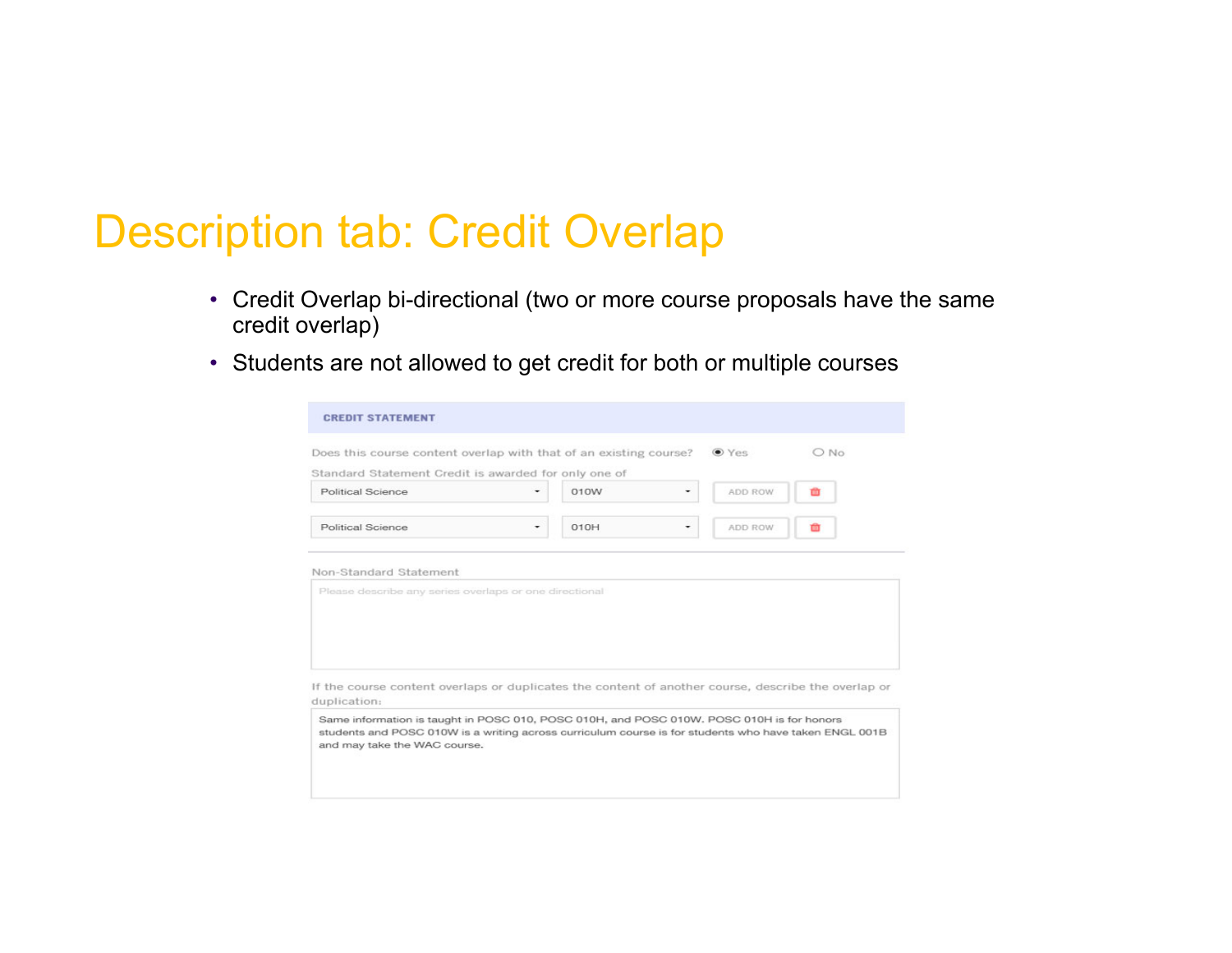# Description tab: Credit Overlap

- Credit Overlap bi-directional (two or more course proposals have the same credit overlap)
- Students are not allowed to get credit for both or multiple courses

**CREDIT STATEMENT**

Does this course content overlap with that of an existing course? (•) Yes ( ) No

Standard Statement Credit is awarded for only one of

| | | | |
|---|---|---|---|
| Political Science | 010W | ADD ROW | 🗑 |
| Political Science | 010H | ADD ROW | 🗑 |

Non-Standard Statement

Please describe any series overlaps or one directional

If the course content overlaps or duplicates the content of another course, describe the overlap or duplication:

Same information is taught in POSC 010, POSC 010H, and POSC 010W. POSC 010H is for honors students and POSC 010W is a writing across curriculum course is for students who have taken ENGL 001B and may take the WAC course.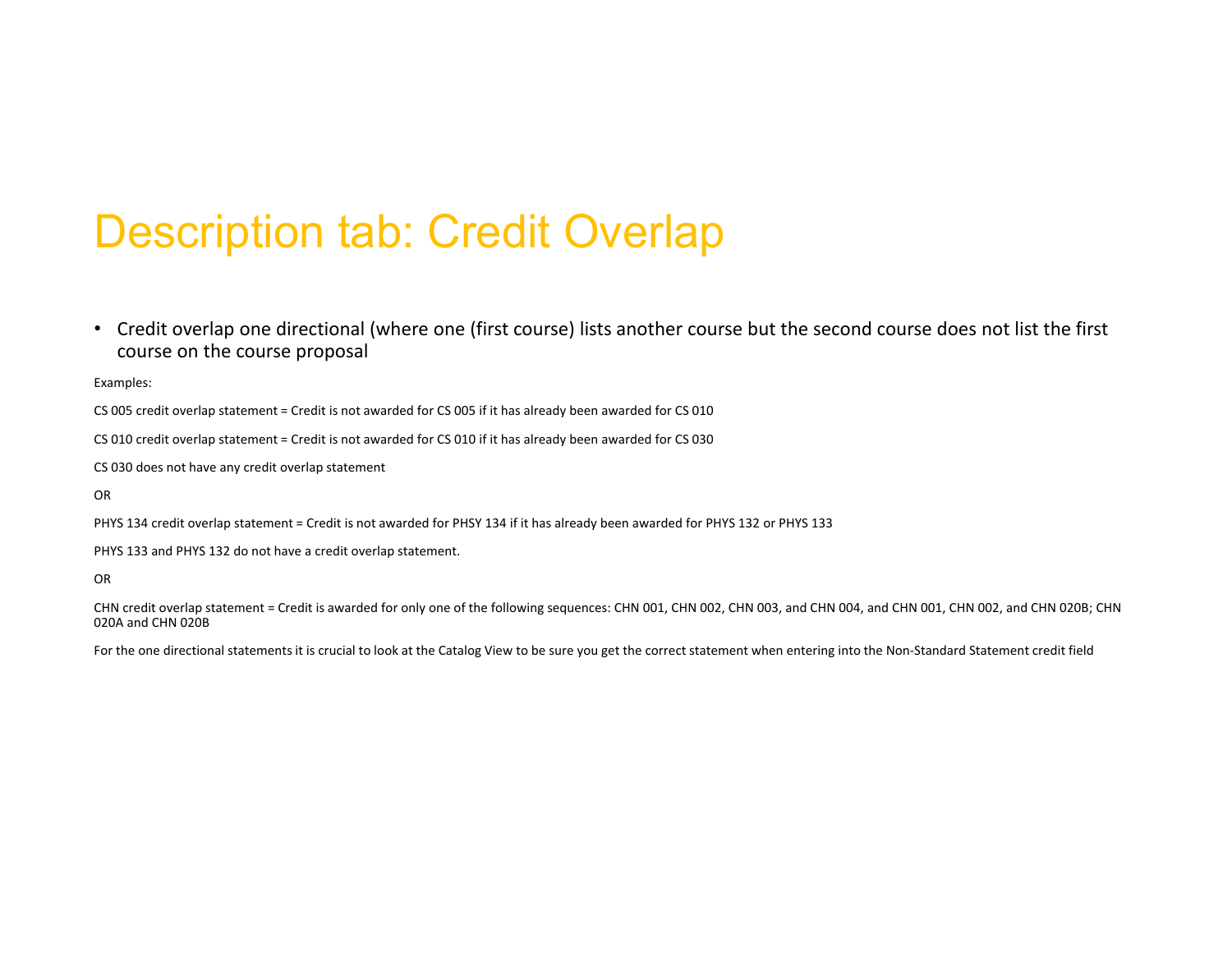# Description tab: Credit Overlap

- Credit overlap one directional (where one (first course) lists another course but the second course does not list the first course on the course proposal

Examples:

CS 005 credit overlap statement = Credit is not awarded for CS 005 if it has already been awarded for CS 010

CS 010 credit overlap statement = Credit is not awarded for CS 010 if it has already been awarded for CS 030

CS 030 does not have any credit overlap statement

OR

PHYS 134 credit overlap statement = Credit is not awarded for PHSY 134 if it has already been awarded for PHYS 132 or PHYS 133

PHYS 133 and PHYS 132 do not have a credit overlap statement.

OR

CHN credit overlap statement = Credit is awarded for only one of the following sequences: CHN 001, CHN 002, CHN 003, and CHN 004, and CHN 001, CHN 002, and CHN 020B; CHN 020A and CHN 020B

For the one directional statements it is crucial to look at the Catalog View to be sure you get the correct statement when entering into the Non-Standard Statement credit field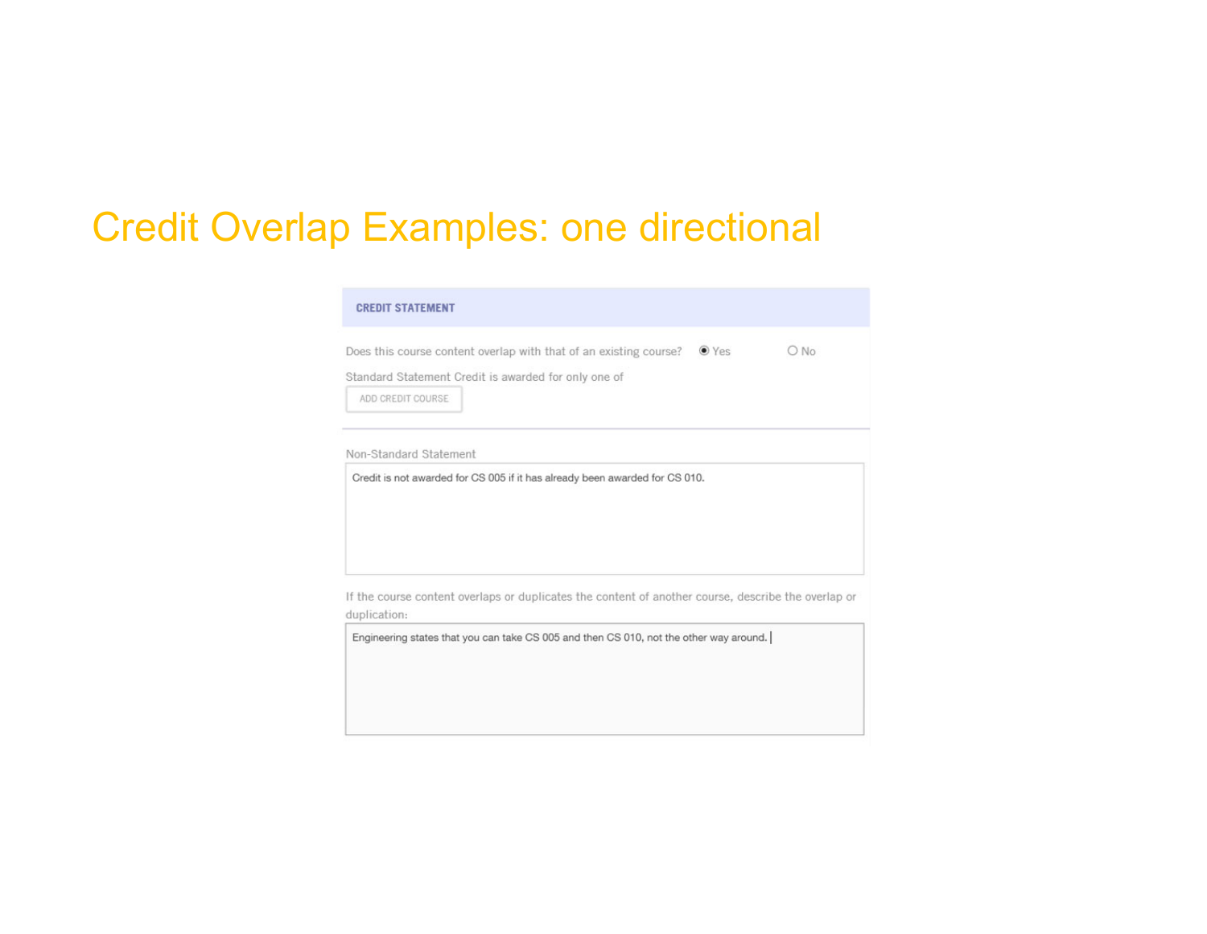# Credit Overlap Examples: one directional

**CREDIT STATEMENT**

Does this course content overlap with that of an existing course? (•) Yes ( ) No

Standard Statement Credit is awarded for only one of

ADD CREDIT COURSE

Non-Standard Statement

Credit is not awarded for CS 005 if it has already been awarded for CS 010.

If the course content overlaps or duplicates the content of another course, describe the overlap or duplication:

Engineering states that you can take CS 005 and then CS 010, not the other way around.